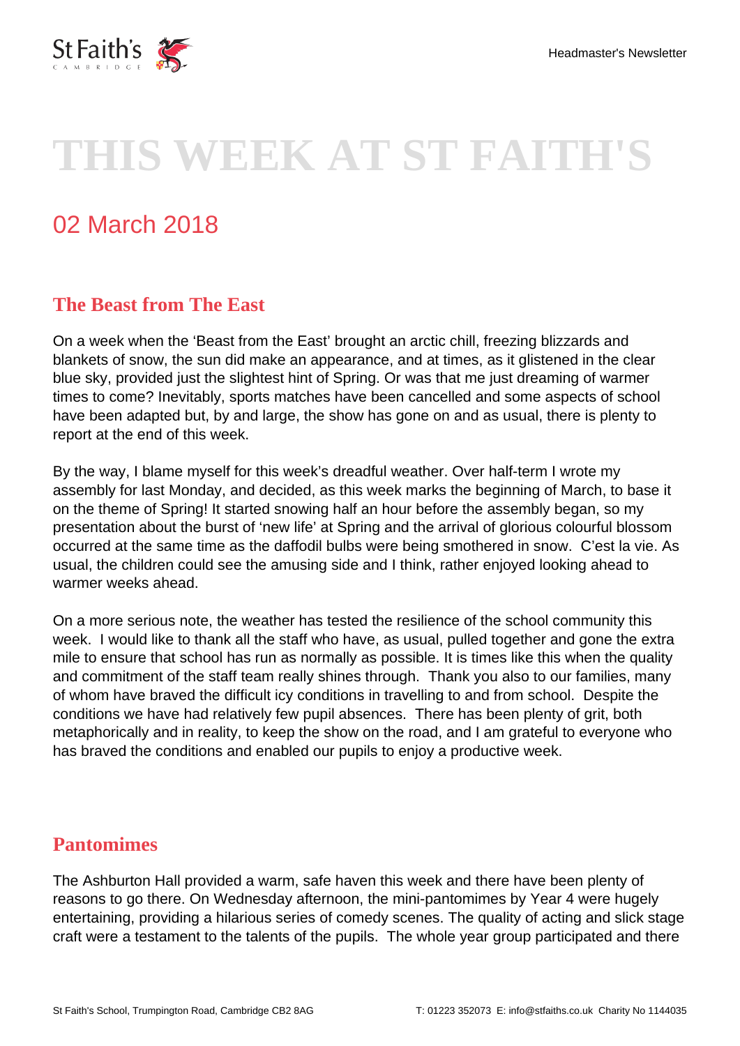# THIS WEEK AT ST FAITH'S

## 02 March 2018

### The Beast from The East

On a week when the 'Beast from the East' brought an arctic chill, freezing blizzards and blankets of snow, the sun did make an appearance, and at times, as it glistened in the clear blue sky, provided just the slightest hint of Spring. Or was that me just dreaming of warmer times to come? Inevitably, sports matches have been cancelled and some aspects of school have been adapted but, by and large, the show has gone on and as usual, there is plenty to report at the end of this week.

By the way, I blame myself for this week's dreadful weather. Over half-term I wrote my assembly for last Monday, and decided, as this week marks the beginning of March, to base it on the theme of Spring! It started snowing half an hour before the assembly began, so my presentation about the burst of 'new life' at Spring and the arrival of glorious colourful blossom occurred at the same time as the daffodil bulbs were being smothered in snow. C'est la vie. As usual, the children could see the amusing side and I think, rather enjoyed looking ahead to warmer weeks ahead.

On a more serious note, the weather has tested the resilience of the school community this week. I would like to thank all the staff who have, as usual, pulled together and gone the extra mile to ensure that school has run as normally as possible. It is times like this when the quality and commitment of the staff team really shines through. Thank you also to our families, many of whom have braved the difficult icy conditions in travelling to and from school. Despite the conditions we have had relatively few pupil absences. There has been plenty of grit, both metaphorically and in reality, to keep the show on the road, and I am grateful to everyone who has braved the conditions and enabled our pupils to enjoy a productive week.

### Pantomimes

The Ashburton Hall provided a warm, safe haven this week and there have been plenty of reasons to go there. On Wednesday afternoon, the mini-pantomimes by Year 4 were hugely entertaining, providing a hilarious series of comedy scenes. The quality of acting and slick stage craft were a testament to the talents of the pupils. The whole year group participated and there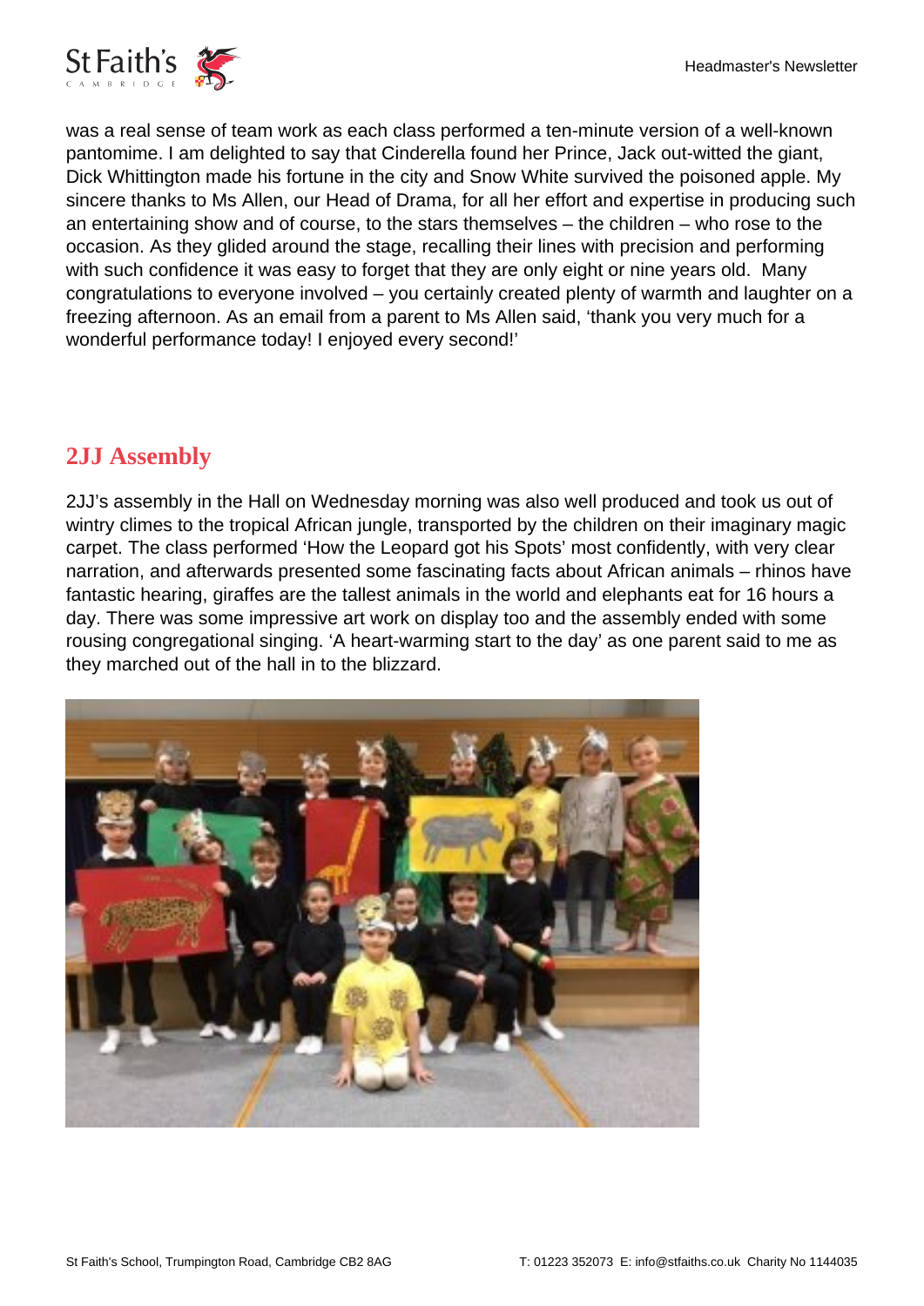was a real sense of team work as each class performed a ten-minute version of a well-known pantomime. I am delighted to say that Cinderella found her Prince, Jack out-witted the giant, Dick Whittington made his fortune in the city and Snow White survived the poisoned apple. My sincere thanks to Ms Allen, our Head of Drama, for all her effort and expertise in producing such an entertaining show and of course, to the stars themselves – the children – who rose to the occasion. As they glided around the stage, recalling their lines with precision and performing with such confidence it was easy to forget that they are only eight or nine years old. Many congratulations to everyone involved – you certainly created plenty of warmth and laughter on a freezing afternoon. As an email from a parent to Ms Allen said, 'thank you very much for a wonderful performance today! I enjoyed every second!'

## 2JJ Assembly

2JJ's assembly in the Hall on Wednesday morning was also well produced and took us out of wintry climes to the tropical African jungle, transported by the children on their imaginary magic carpet. The class performed 'How the Leopard got his Spots' most confidently, with very clear narration, and afterwards presented some fascinating facts about African animals – rhinos have fantastic hearing, giraffes are the tallest animals in the world and elephants eat for 16 hours a day. There was some impressive art work on display too and the assembly ended with some rousing congregational singing. 'A heart-warming start to the day' as one parent said to me as they marched out of the hall in to the blizzard.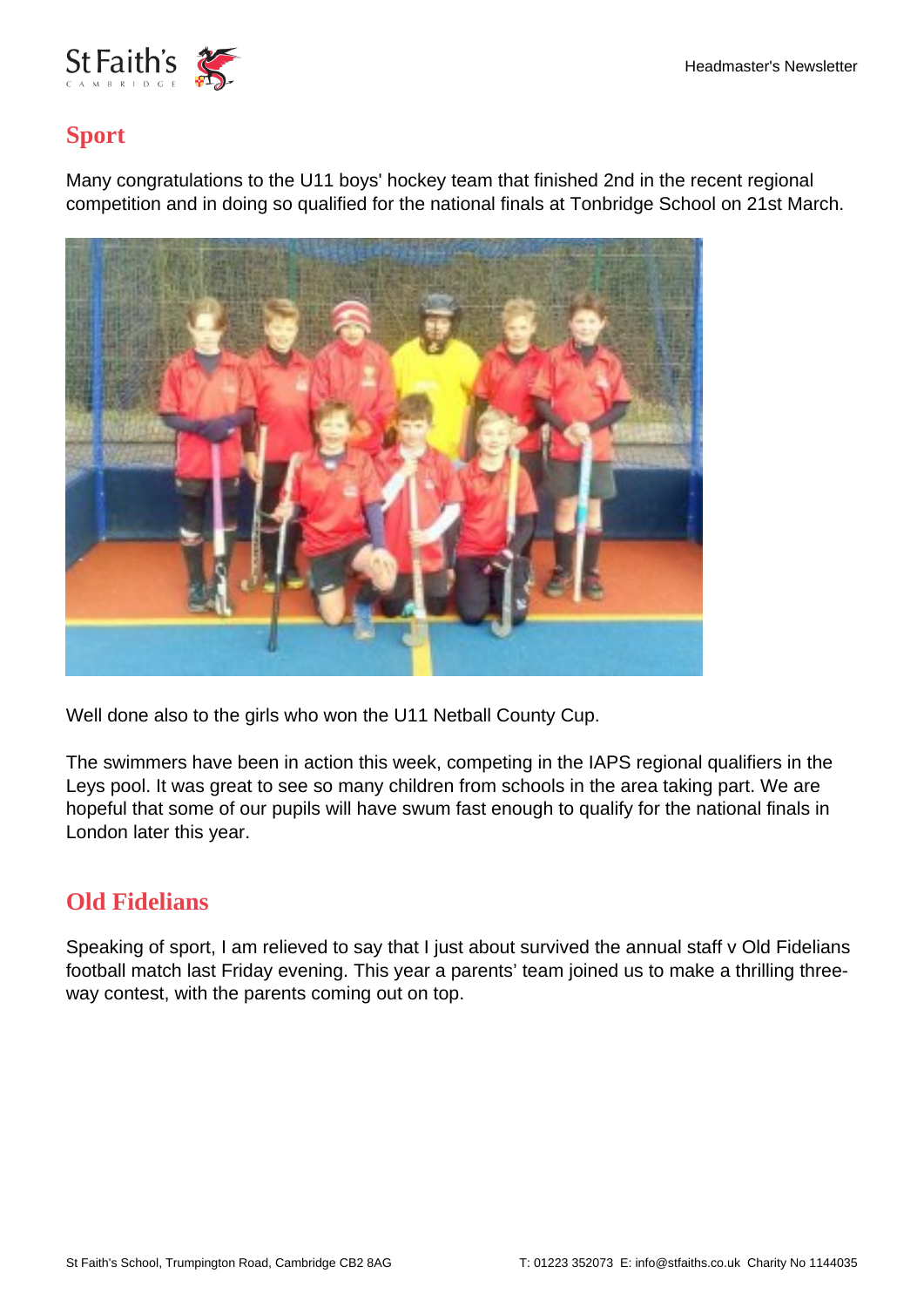## Sport

Many congratulations to the U11 boys' hockey team that finished 2nd in the recent regional competition and in doing so qualified for the national finals at Tonbridge School on 21st March.

Well done also to the girls who won the U11 Netball County Cup.

The swimmers have been in action this week, competing in the IAPS regional qualifiers in the Leys pool. It was great to see so many children from schools in the area taking part. We are hopeful that some of our pupils will have swum fast enough to qualify for the national finals in London later this year.

## Old Fidelians

Speaking of sport, I am relieved to say that I just about survived the annual staff v Old Fidelians football match last Friday evening. This year a parents' team joined us to make a thrilling three-way contest, with the parents coming out on top.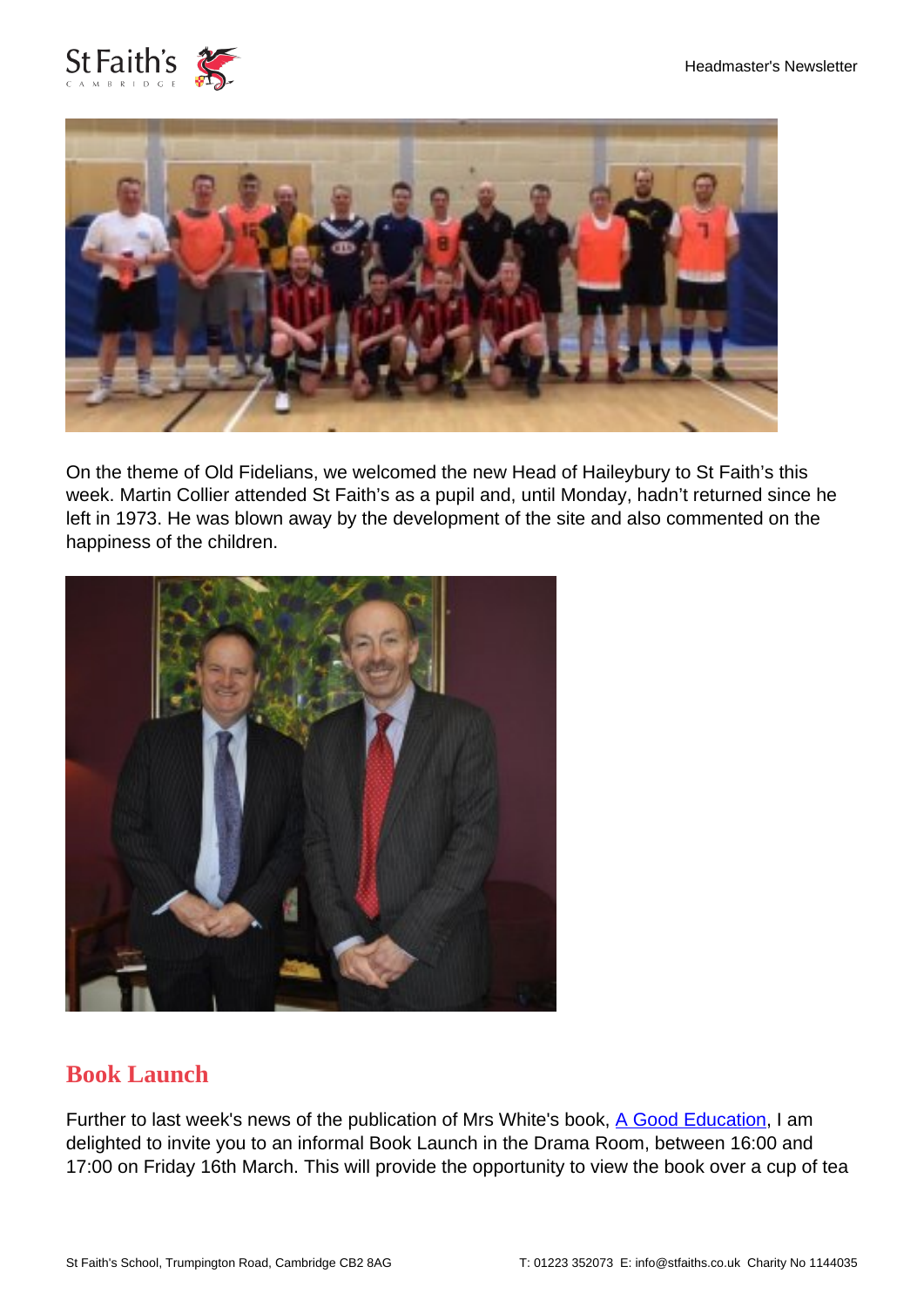On the theme of Old Fidelians, we welcomed the new Head of Haileybury to St Faith's this week. Martin Collier attended St Faith's as a pupil and, until Monday, hadn't returned since he left in 1973. He was blown away by the development of the site and also commented on the happiness of the children.

## Book Launch

Further to last week's news of the publication of Mrs White's book, [A Good Education], I am delighted to invite you to an informal Book Launch in the Drama Room, between 16:00 and 17:00 on Friday 16th March. This will provide the opportunity to view the book over a cup of tea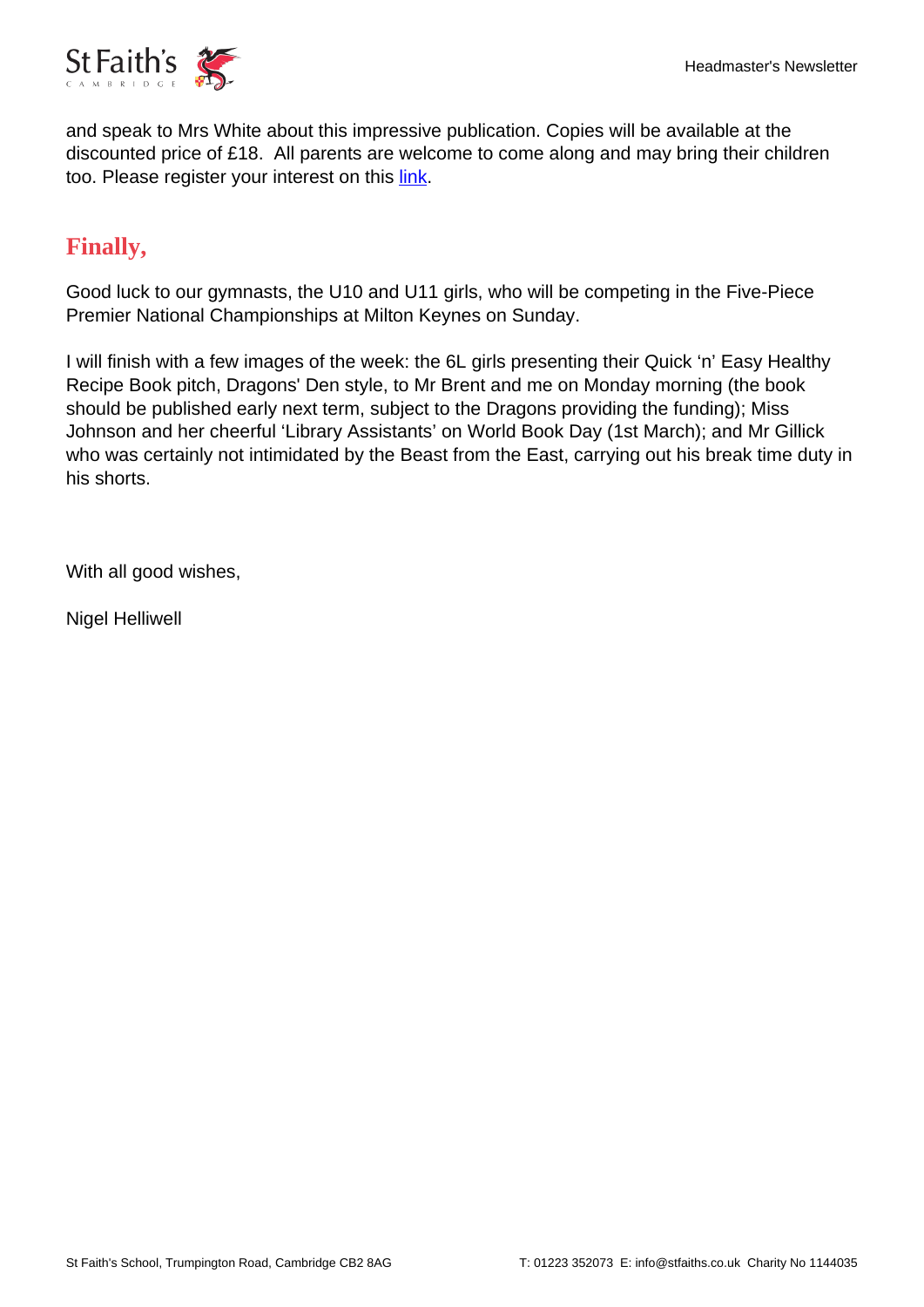and speak to Mrs White about this impressive publication. Copies will be available at the discounted price of £18.  All parents are welcome to come along and may bring their children too. Please register your interest on this link.

## Finally,

Good luck to our gymnasts, the U10 and U11 girls, who will be competing in the Five-Piece Premier National Championships at Milton Keynes on Sunday.

I will finish with a few images of the week: the 6L girls presenting their Quick ‘n’ Easy Healthy Recipe Book pitch, Dragons' Den style, to Mr Brent and me on Monday morning (the book should be published early next term, subject to the Dragons providing the funding); Miss Johnson and her cheerful ‘Library Assistants’ on World Book Day (1st March); and Mr Gillick who was certainly not intimidated by the Beast from the East, carrying out his break time duty in his shorts.

With all good wishes,

Nigel Helliwell